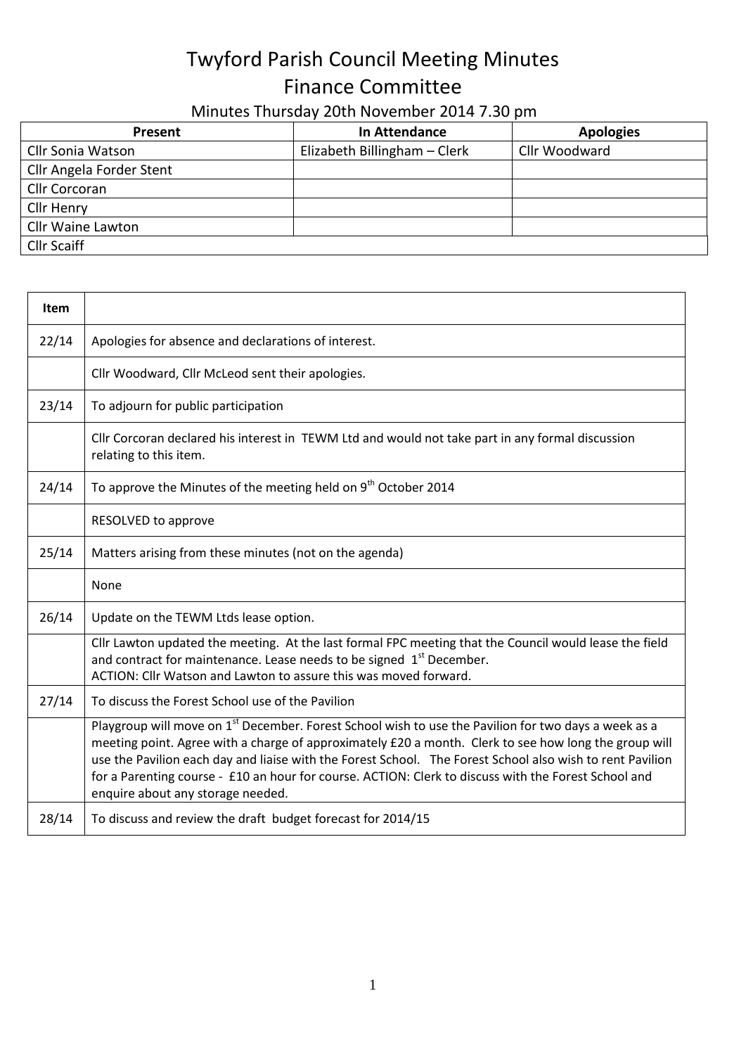# Twyford Parish Council Meeting Minutes

## Finance Committee

### Minutes Thursday 20th November 2014 7.30 pm

| Present | In Attendance | Apologies |
|---|---|---|
| Cllr Sonia Watson | Elizabeth Billingham – Clerk | Cllr Woodward |
| Cllr Angela Forder Stent | | |
| Cllr Corcoran | | |
| Cllr Henry | | |
| Cllr Waine Lawton | | |
| Cllr Scaiff | | |

| Item | |
|---|---|
| 22/14 | Apologies for absence and declarations of interest. |
| | Cllr Woodward, Cllr McLeod sent their apologies. |
| 23/14 | To adjourn for public participation |
| | Cllr Corcoran declared his interest in TEWM Ltd and would not take part in any formal discussion relating to this item. |
| 24/14 | To approve the Minutes of the meeting held on 9th October 2014 |
| | RESOLVED to approve |
| 25/14 | Matters arising from these minutes (not on the agenda) |
| | None |
| 26/14 | Update on the TEWM Ltds lease option. |
| | Cllr Lawton updated the meeting. At the last formal FPC meeting that the Council would lease the field and contract for maintenance. Lease needs to be signed 1st December.<br>ACTION: Cllr Watson and Lawton to assure this was moved forward. |
| 27/14 | To discuss the Forest School use of the Pavilion |
| | Playgroup will move on 1st December. Forest School wish to use the Pavilion for two days a week as a meeting point. Agree with a charge of approximately £20 a month. Clerk to see how long the group will use the Pavilion each day and liaise with the Forest School. The Forest School also wish to rent Pavilion for a Parenting course - £10 an hour for course. ACTION: Clerk to discuss with the Forest School and enquire about any storage needed. |
| 28/14 | To discuss and review the draft budget forecast for 2014/15 |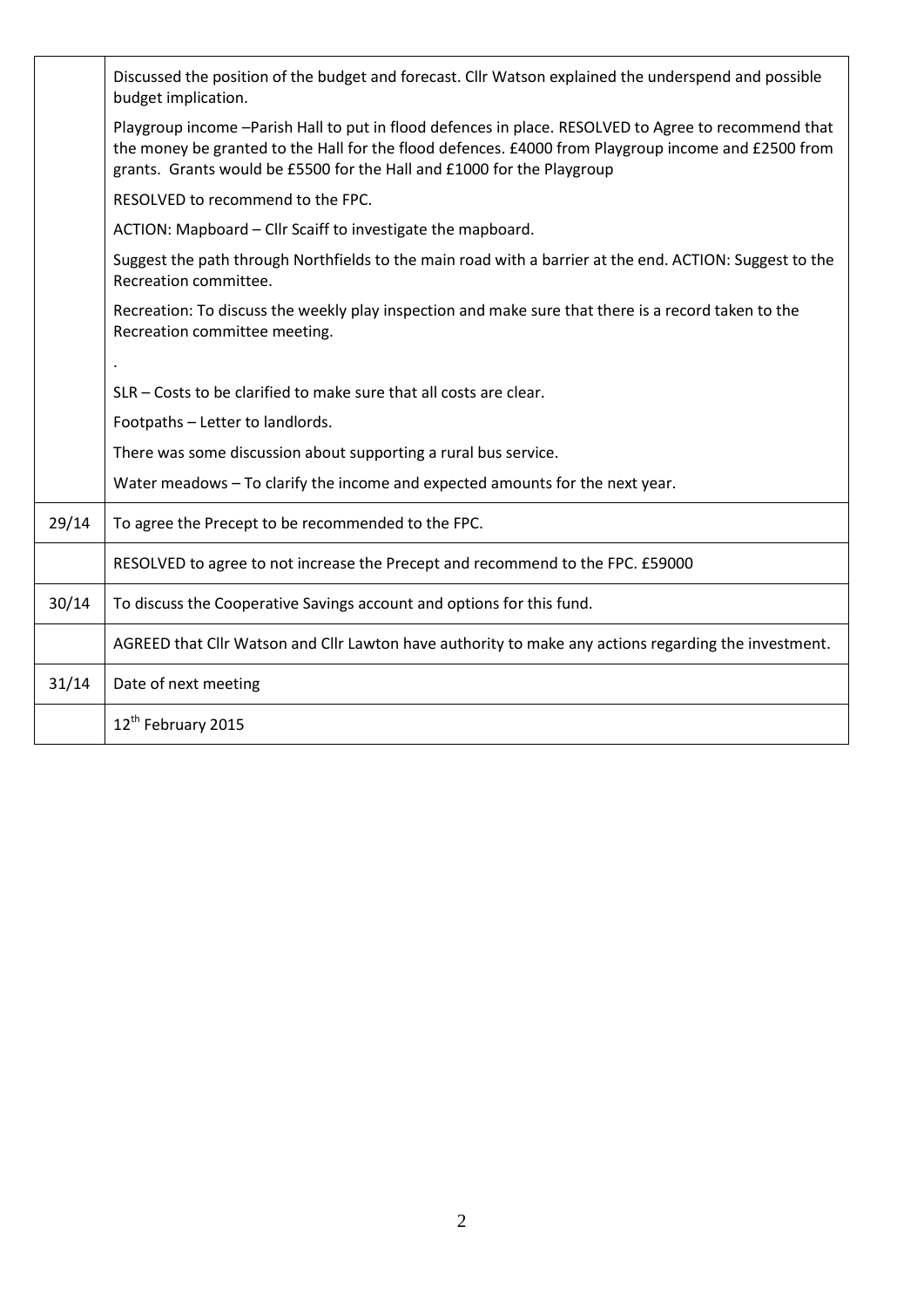| | |
|---|---|
| | Discussed the position of the budget and forecast. Cllr Watson explained the underspend and possible budget implication.<br><br>Playgroup income –Parish Hall to put in flood defences in place. RESOLVED to Agree to recommend that the money be granted to the Hall for the flood defences. £4000 from Playgroup income and £2500 from grants. Grants would be £5500 for the Hall and £1000 for the Playgroup<br><br>RESOLVED to recommend to the FPC.<br><br>ACTION: Mapboard – Cllr Scaiff to investigate the mapboard.<br><br>Suggest the path through Northfields to the main road with a barrier at the end. ACTION: Suggest to the Recreation committee.<br><br>Recreation: To discuss the weekly play inspection and make sure that there is a record taken to the Recreation committee meeting.<br><br>.<br><br>SLR – Costs to be clarified to make sure that all costs are clear.<br><br>Footpaths – Letter to landlords.<br><br>There was some discussion about supporting a rural bus service.<br><br>Water meadows – To clarify the income and expected amounts for the next year. |
| 29/14 | To agree the Precept to be recommended to the FPC. |
| | RESOLVED to agree to not increase the Precept and recommend to the FPC. £59000 |
| 30/14 | To discuss the Cooperative Savings account and options for this fund. |
| | AGREED that Cllr Watson and Cllr Lawton have authority to make any actions regarding the investment. |
| 31/14 | Date of next meeting |
| | 12th February 2015 |